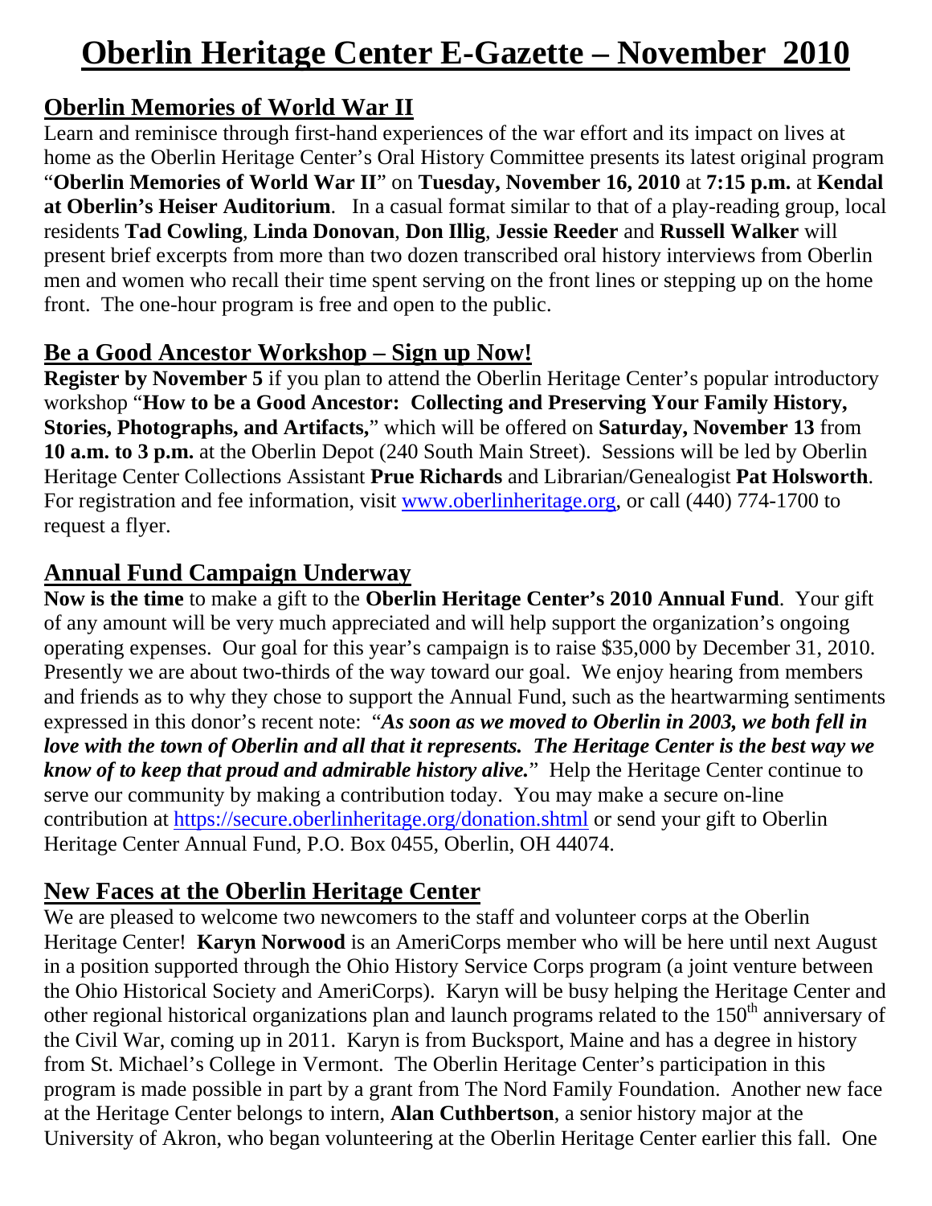# Oberlin Heritage Center E-Gazette – November 2010

## Oberlin Memories of World War II

Learn and reminisce through first-hand experiences of the war effort and its impact on lives at home as the Oberlin Heritage Center's Oral History Committee presents its latest original program "**Oberlin Memories of World War II**" on **Tuesday, November 16, 2010** at **7:15 p.m.** at **Kendal at Oberlin's Heiser Auditorium**. In a casual format similar to that of a play-reading group, local residents **Tad Cowling**, **Linda Donovan**, **Don Illig**, **Jessie Reeder** and **Russell Walker** will present brief excerpts from more than two dozen transcribed oral history interviews from Oberlin men and women who recall their time spent serving on the front lines or stepping up on the home front. The one-hour program is free and open to the public.

## Be a Good Ancestor Workshop – Sign up Now!

**Register by November 5** if you plan to attend the Oberlin Heritage Center's popular introductory workshop "**How to be a Good Ancestor: Collecting and Preserving Your Family History, Stories, Photographs, and Artifacts,**" which will be offered on **Saturday, November 13** from **10 a.m. to 3 p.m.** at the Oberlin Depot (240 South Main Street). Sessions will be led by Oberlin Heritage Center Collections Assistant **Prue Richards** and Librarian/Genealogist **Pat Holsworth**. For registration and fee information, visit www.oberlinheritage.org, or call (440) 774-1700 to request a flyer.

## Annual Fund Campaign Underway

**Now is the time** to make a gift to the **Oberlin Heritage Center's 2010 Annual Fund**. Your gift of any amount will be very much appreciated and will help support the organization's ongoing operating expenses. Our goal for this year's campaign is to raise $35,000 by December 31, 2010. Presently we are about two-thirds of the way toward our goal. We enjoy hearing from members and friends as to why they chose to support the Annual Fund, such as the heartwarming sentiments expressed in this donor's recent note: "***As soon as we moved to Oberlin in 2003, we both fell in love with the town of Oberlin and all that it represents. The Heritage Center is the best way we know of to keep that proud and admirable history alive.***" Help the Heritage Center continue to serve our community by making a contribution today. You may make a secure on-line contribution at https://secure.oberlinheritage.org/donation.shtml or send your gift to Oberlin Heritage Center Annual Fund, P.O. Box 0455, Oberlin, OH 44074.

## New Faces at the Oberlin Heritage Center

We are pleased to welcome two newcomers to the staff and volunteer corps at the Oberlin Heritage Center! **Karyn Norwood** is an AmeriCorps member who will be here until next August in a position supported through the Ohio History Service Corps program (a joint venture between the Ohio Historical Society and AmeriCorps). Karyn will be busy helping the Heritage Center and other regional historical organizations plan and launch programs related to the 150th anniversary of the Civil War, coming up in 2011. Karyn is from Bucksport, Maine and has a degree in history from St. Michael's College in Vermont. The Oberlin Heritage Center's participation in this program is made possible in part by a grant from The Nord Family Foundation. Another new face at the Heritage Center belongs to intern, **Alan Cuthbertson**, a senior history major at the University of Akron, who began volunteering at the Oberlin Heritage Center earlier this fall. One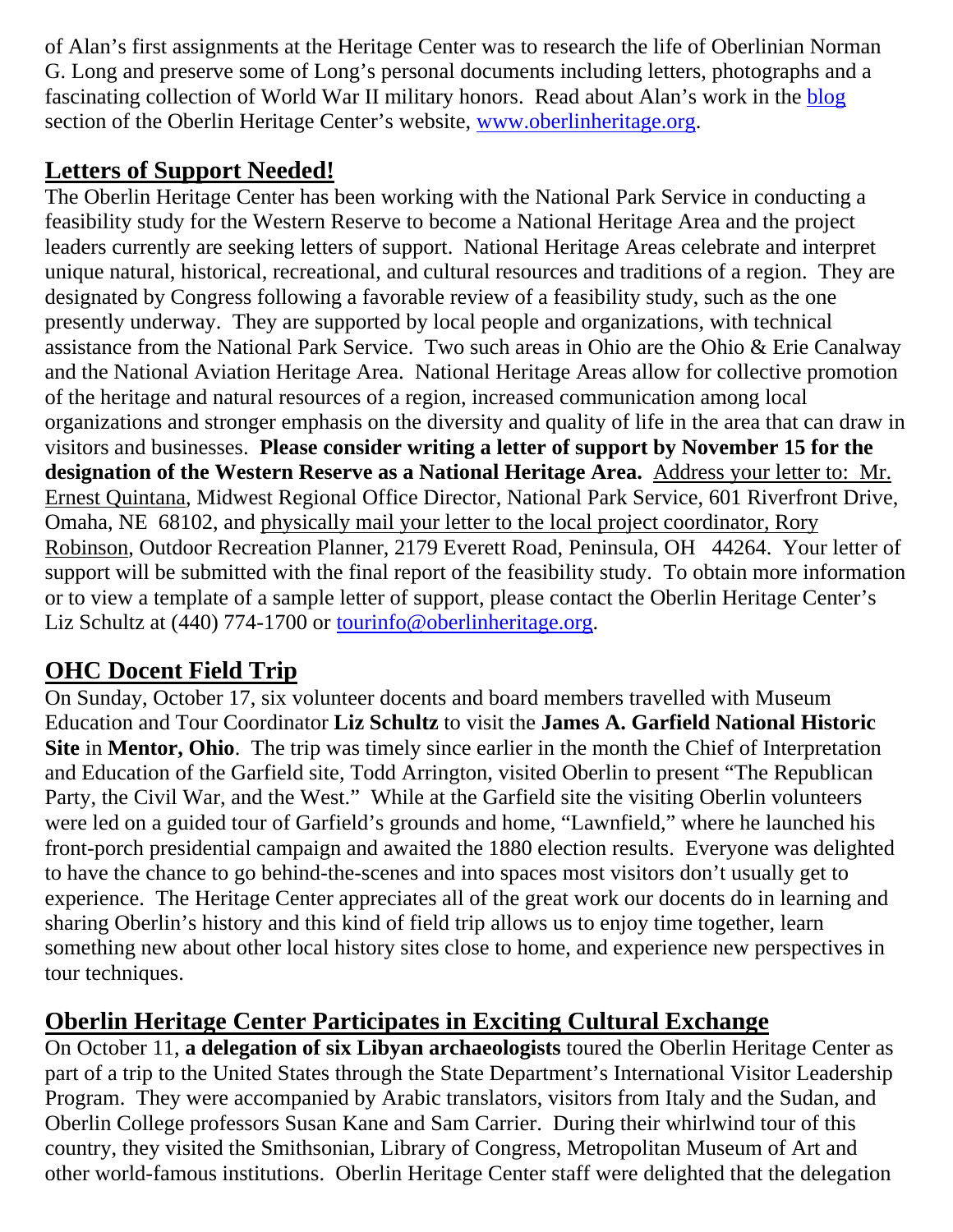of Alan's first assignments at the Heritage Center was to research the life of Oberlinian Norman G. Long and preserve some of Long's personal documents including letters, photographs and a fascinating collection of World War II military honors. Read about Alan's work in the blog section of the Oberlin Heritage Center's website, www.oberlinheritage.org.

## Letters of Support Needed!

The Oberlin Heritage Center has been working with the National Park Service in conducting a feasibility study for the Western Reserve to become a National Heritage Area and the project leaders currently are seeking letters of support. National Heritage Areas celebrate and interpret unique natural, historical, recreational, and cultural resources and traditions of a region. They are designated by Congress following a favorable review of a feasibility study, such as the one presently underway. They are supported by local people and organizations, with technical assistance from the National Park Service. Two such areas in Ohio are the Ohio & Erie Canalway and the National Aviation Heritage Area. National Heritage Areas allow for collective promotion of the heritage and natural resources of a region, increased communication among local organizations and stronger emphasis on the diversity and quality of life in the area that can draw in visitors and businesses. **Please consider writing a letter of support by November 15 for the designation of the Western Reserve as a National Heritage Area.** Address your letter to: Mr. Ernest Quintana, Midwest Regional Office Director, National Park Service, 601 Riverfront Drive, Omaha, NE 68102, and physically mail your letter to the local project coordinator, Rory Robinson, Outdoor Recreation Planner, 2179 Everett Road, Peninsula, OH 44264. Your letter of support will be submitted with the final report of the feasibility study. To obtain more information or to view a template of a sample letter of support, please contact the Oberlin Heritage Center's Liz Schultz at (440) 774-1700 or tourinfo@oberlinheritage.org.

## OHC Docent Field Trip

On Sunday, October 17, six volunteer docents and board members travelled with Museum Education and Tour Coordinator **Liz Schultz** to visit the **James A. Garfield National Historic Site** in **Mentor, Ohio**. The trip was timely since earlier in the month the Chief of Interpretation and Education of the Garfield site, Todd Arrington, visited Oberlin to present "The Republican Party, the Civil War, and the West." While at the Garfield site the visiting Oberlin volunteers were led on a guided tour of Garfield's grounds and home, "Lawnfield," where he launched his front-porch presidential campaign and awaited the 1880 election results. Everyone was delighted to have the chance to go behind-the-scenes and into spaces most visitors don't usually get to experience. The Heritage Center appreciates all of the great work our docents do in learning and sharing Oberlin's history and this kind of field trip allows us to enjoy time together, learn something new about other local history sites close to home, and experience new perspectives in tour techniques.

## Oberlin Heritage Center Participates in Exciting Cultural Exchange

On October 11, **a delegation of six Libyan archaeologists** toured the Oberlin Heritage Center as part of a trip to the United States through the State Department's International Visitor Leadership Program. They were accompanied by Arabic translators, visitors from Italy and the Sudan, and Oberlin College professors Susan Kane and Sam Carrier. During their whirlwind tour of this country, they visited the Smithsonian, Library of Congress, Metropolitan Museum of Art and other world-famous institutions. Oberlin Heritage Center staff were delighted that the delegation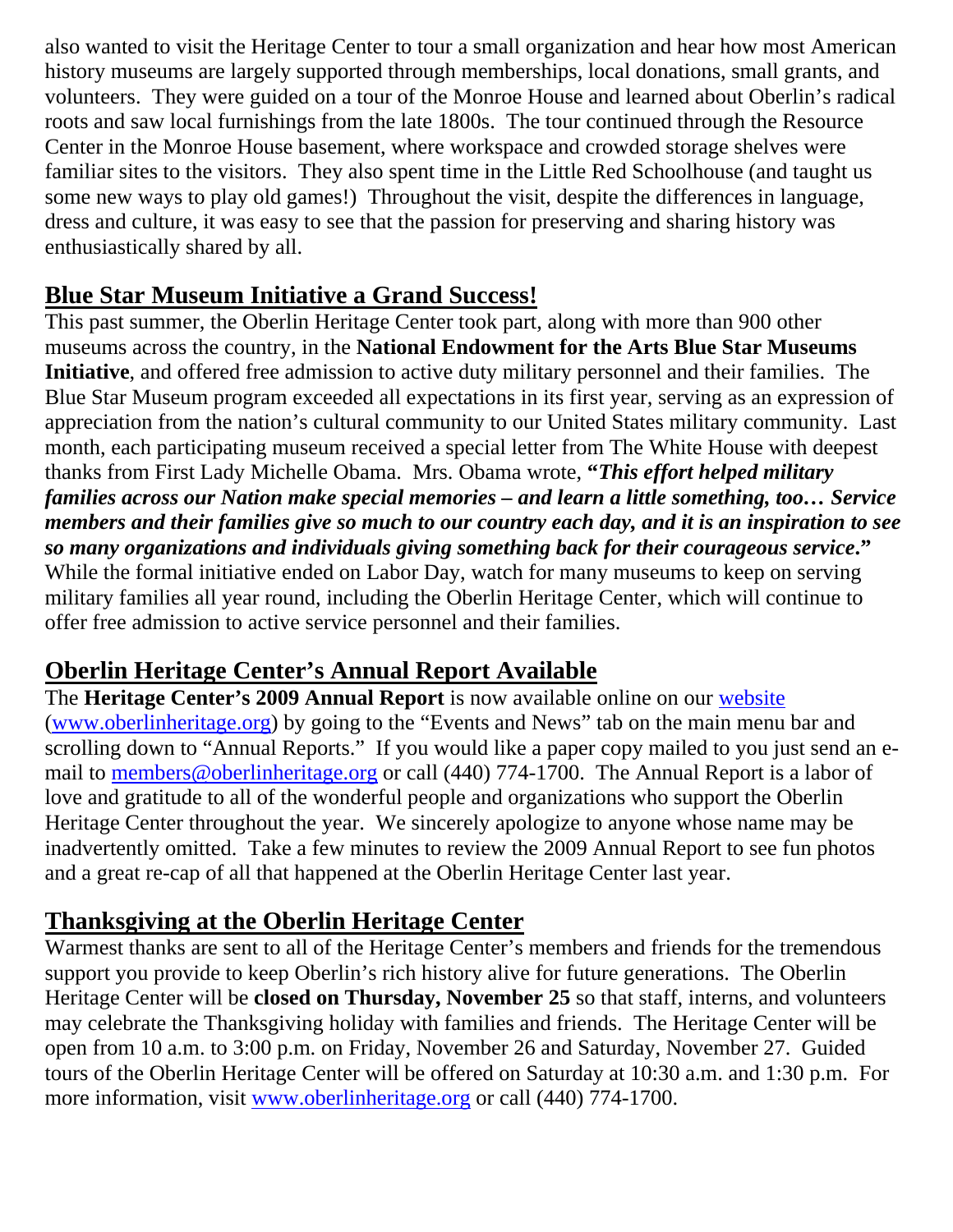also wanted to visit the Heritage Center to tour a small organization and hear how most American history museums are largely supported through memberships, local donations, small grants, and volunteers. They were guided on a tour of the Monroe House and learned about Oberlin's radical roots and saw local furnishings from the late 1800s. The tour continued through the Resource Center in the Monroe House basement, where workspace and crowded storage shelves were familiar sites to the visitors. They also spent time in the Little Red Schoolhouse (and taught us some new ways to play old games!) Throughout the visit, despite the differences in language, dress and culture, it was easy to see that the passion for preserving and sharing history was enthusiastically shared by all.

## Blue Star Museum Initiative a Grand Success!

This past summer, the Oberlin Heritage Center took part, along with more than 900 other museums across the country, in the **National Endowment for the Arts Blue Star Museums Initiative**, and offered free admission to active duty military personnel and their families. The Blue Star Museum program exceeded all expectations in its first year, serving as an expression of appreciation from the nation's cultural community to our United States military community. Last month, each participating museum received a special letter from The White House with deepest thanks from First Lady Michelle Obama. Mrs. Obama wrote, **"*This effort helped military families across our Nation make special memories – and learn a little something, too… Service members and their families give so much to our country each day, and it is an inspiration to see so many organizations and individuals giving something back for their courageous service*."** While the formal initiative ended on Labor Day, watch for many museums to keep on serving military families all year round, including the Oberlin Heritage Center, which will continue to offer free admission to active service personnel and their families.

## Oberlin Heritage Center's Annual Report Available

The **Heritage Center's 2009 Annual Report** is now available online on our website (www.oberlinheritage.org) by going to the "Events and News" tab on the main menu bar and scrolling down to "Annual Reports." If you would like a paper copy mailed to you just send an e-mail to members@oberlinheritage.org or call (440) 774-1700. The Annual Report is a labor of love and gratitude to all of the wonderful people and organizations who support the Oberlin Heritage Center throughout the year. We sincerely apologize to anyone whose name may be inadvertently omitted. Take a few minutes to review the 2009 Annual Report to see fun photos and a great re-cap of all that happened at the Oberlin Heritage Center last year.

## Thanksgiving at the Oberlin Heritage Center

Warmest thanks are sent to all of the Heritage Center's members and friends for the tremendous support you provide to keep Oberlin's rich history alive for future generations. The Oberlin Heritage Center will be **closed on Thursday, November 25** so that staff, interns, and volunteers may celebrate the Thanksgiving holiday with families and friends. The Heritage Center will be open from 10 a.m. to 3:00 p.m. on Friday, November 26 and Saturday, November 27. Guided tours of the Oberlin Heritage Center will be offered on Saturday at 10:30 a.m. and 1:30 p.m. For more information, visit www.oberlinheritage.org or call (440) 774-1700.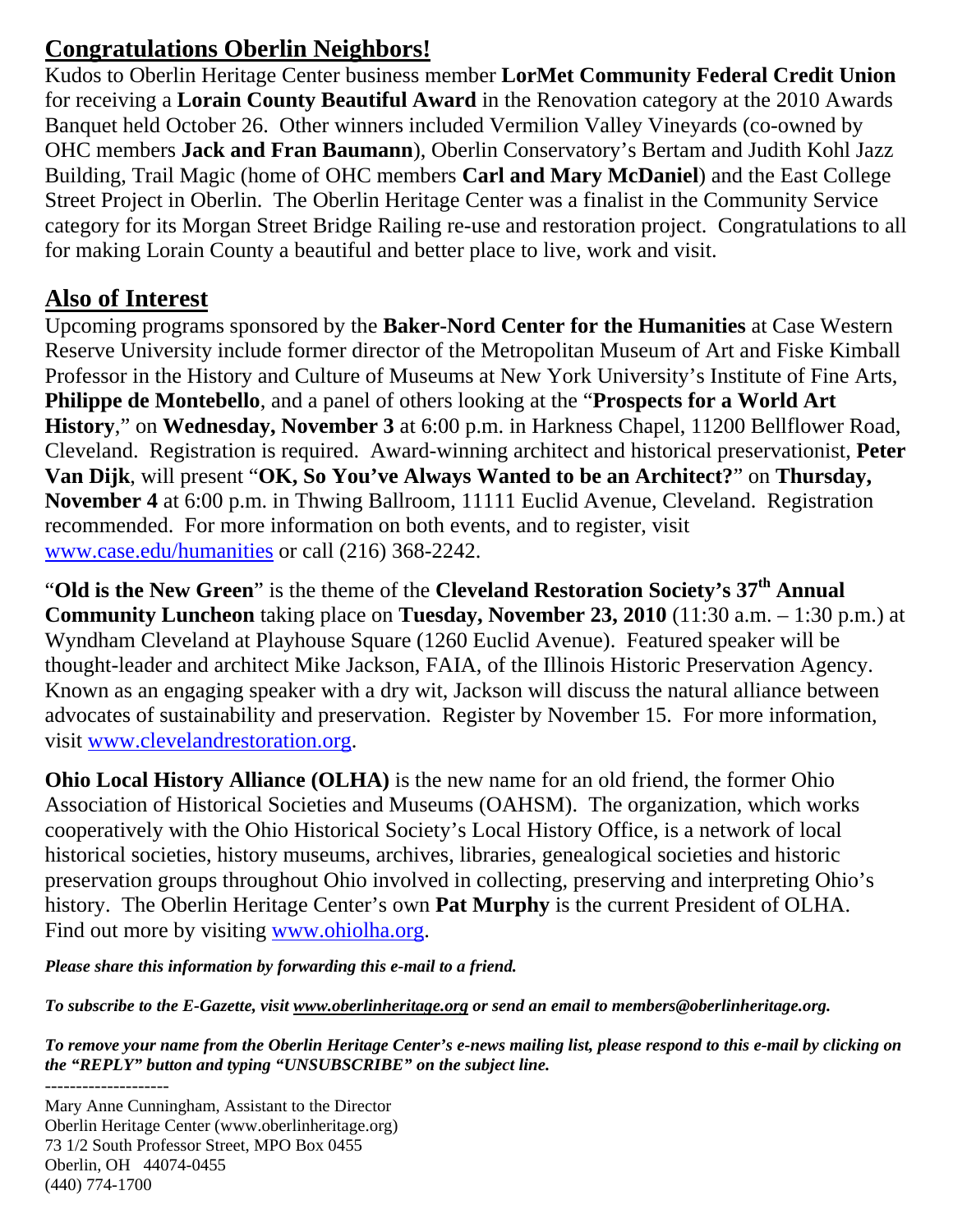## Congratulations Oberlin Neighbors!

Kudos to Oberlin Heritage Center business member **LorMet Community Federal Credit Union** for receiving a **Lorain County Beautiful Award** in the Renovation category at the 2010 Awards Banquet held October 26. Other winners included Vermilion Valley Vineyards (co-owned by OHC members **Jack and Fran Baumann**), Oberlin Conservatory's Bertam and Judith Kohl Jazz Building, Trail Magic (home of OHC members **Carl and Mary McDaniel**) and the East College Street Project in Oberlin. The Oberlin Heritage Center was a finalist in the Community Service category for its Morgan Street Bridge Railing re-use and restoration project. Congratulations to all for making Lorain County a beautiful and better place to live, work and visit.

## Also of Interest

Upcoming programs sponsored by the **Baker-Nord Center for the Humanities** at Case Western Reserve University include former director of the Metropolitan Museum of Art and Fiske Kimball Professor in the History and Culture of Museums at New York University's Institute of Fine Arts, **Philippe de Montebello**, and a panel of others looking at the "**Prospects for a World Art History**," on **Wednesday, November 3** at 6:00 p.m. in Harkness Chapel, 11200 Bellflower Road, Cleveland. Registration is required. Award-winning architect and historical preservationist, **Peter Van Dijk**, will present "**OK, So You've Always Wanted to be an Architect?**" on **Thursday, November 4** at 6:00 p.m. in Thwing Ballroom, 11111 Euclid Avenue, Cleveland. Registration recommended. For more information on both events, and to register, visit www.case.edu/humanities or call (216) 368-2242.

"**Old is the New Green**" is the theme of the **Cleveland Restoration Society's 37th Annual Community Luncheon** taking place on **Tuesday, November 23, 2010** (11:30 a.m. – 1:30 p.m.) at Wyndham Cleveland at Playhouse Square (1260 Euclid Avenue). Featured speaker will be thought-leader and architect Mike Jackson, FAIA, of the Illinois Historic Preservation Agency. Known as an engaging speaker with a dry wit, Jackson will discuss the natural alliance between advocates of sustainability and preservation. Register by November 15. For more information, visit www.clevelandrestoration.org.

**Ohio Local History Alliance (OLHA)** is the new name for an old friend, the former Ohio Association of Historical Societies and Museums (OAHSM). The organization, which works cooperatively with the Ohio Historical Society's Local History Office, is a network of local historical societies, history museums, archives, libraries, genealogical societies and historic preservation groups throughout Ohio involved in collecting, preserving and interpreting Ohio's history. The Oberlin Heritage Center's own **Pat Murphy** is the current President of OLHA. Find out more by visiting www.ohiolha.org.

***Please share this information by forwarding this e-mail to a friend.***

***To subscribe to the E-Gazette, visit www.oberlinheritage.org or send an email to members@oberlinheritage.org.***

***To remove your name from the Oberlin Heritage Center's e-news mailing list, please respond to this e-mail by clicking on the "REPLY" button and typing "UNSUBSCRIBE" on the subject line.***

--------------------

Mary Anne Cunningham, Assistant to the Director
Oberlin Heritage Center (www.oberlinheritage.org)
73 1/2 South Professor Street, MPO Box 0455
Oberlin, OH 44074-0455
(440) 774-1700